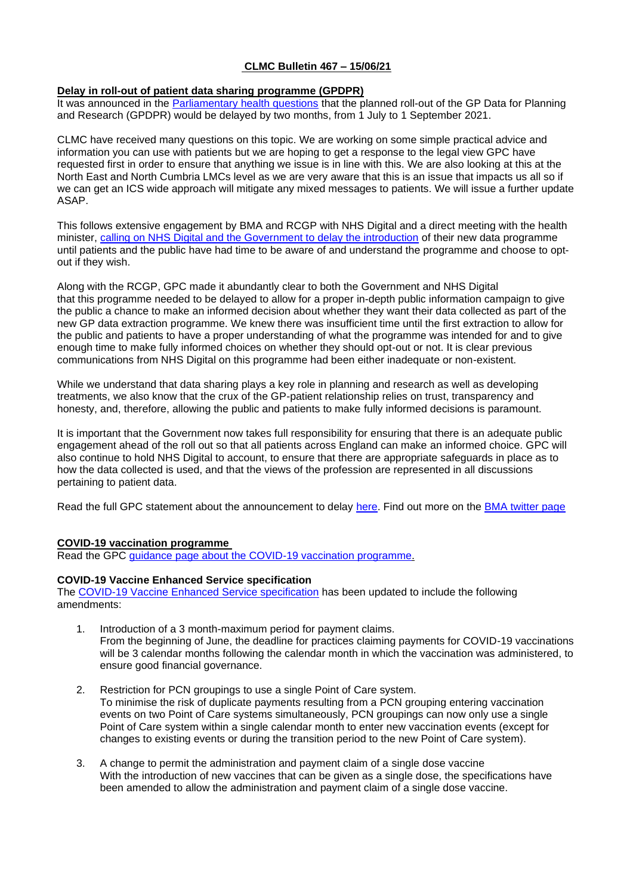# CLMC Bulletin 467 – 15/06/21

## Delay in roll-out of patient data sharing programme (GPDPR)

It was announced in the [Parliamentary health questions]() that the planned roll-out of the GP Data for Planning and Research (GPDPR) would be delayed by two months, from 1 July to 1 September 2021.

CLMC have received many questions on this topic. We are working on some simple practical advice and information you can use with patients but we are hoping to get a response to the legal view GPC have requested first in order to ensure that anything we issue is in line with this. We are also looking at this at the North East and North Cumbria LMCs level as we are very aware that this is an issue that impacts us all so if we can get an ICS wide approach will mitigate any mixed messages to patients. We will issue a further update ASAP.

This follows extensive engagement by BMA and RCGP with NHS Digital and a direct meeting with the health minister, [calling on NHS Digital and the Government to delay the introduction]() of their new data programme until patients and the public have had time to be aware of and understand the programme and choose to opt-out if they wish.

Along with the RCGP, GPC made it abundantly clear to both the Government and NHS Digital that this programme needed to be delayed to allow for a proper in-depth public information campaign to give the public a chance to make an informed decision about whether they want their data collected as part of the new GP data extraction programme. We knew there was insufficient time until the first extraction to allow for the public and patients to have a proper understanding of what the programme was intended for and to give enough time to make fully informed choices on whether they should opt-out or not. It is clear previous communications from NHS Digital on this programme had been either inadequate or non-existent.

While we understand that data sharing plays a key role in planning and research as well as developing treatments, we also know that the crux of the GP-patient relationship relies on trust, transparency and honesty, and, therefore, allowing the public and patients to make fully informed decisions is paramount.

It is important that the Government now takes full responsibility for ensuring that there is an adequate public engagement ahead of the roll out so that all patients across England can make an informed choice. GPC will also continue to hold NHS Digital to account, to ensure that there are appropriate safeguards in place as to how the data collected is used, and that the views of the profession are represented in all discussions pertaining to patient data.

Read the full GPC statement about the announcement to delay [here](). Find out more on the [BMA twitter page]()

## COVID-19 vaccination programme

Read the GPC [guidance page about the COVID-19 vaccination programme.]()

### COVID-19 Vaccine Enhanced Service specification

The [COVID-19 Vaccine Enhanced Service specification]() has been updated to include the following amendments:

1. Introduction of a 3 month-maximum period for payment claims.
   From the beginning of June, the deadline for practices claiming payments for COVID-19 vaccinations will be 3 calendar months following the calendar month in which the vaccination was administered, to ensure good financial governance.

2. Restriction for PCN groupings to use a single Point of Care system.
   To minimise the risk of duplicate payments resulting from a PCN grouping entering vaccination events on two Point of Care systems simultaneously, PCN groupings can now only use a single Point of Care system within a single calendar month to enter new vaccination events (except for changes to existing events or during the transition period to the new Point of Care system).

3. A change to permit the administration and payment claim of a single dose vaccine
   With the introduction of new vaccines that can be given as a single dose, the specifications have been amended to allow the administration and payment claim of a single dose vaccine.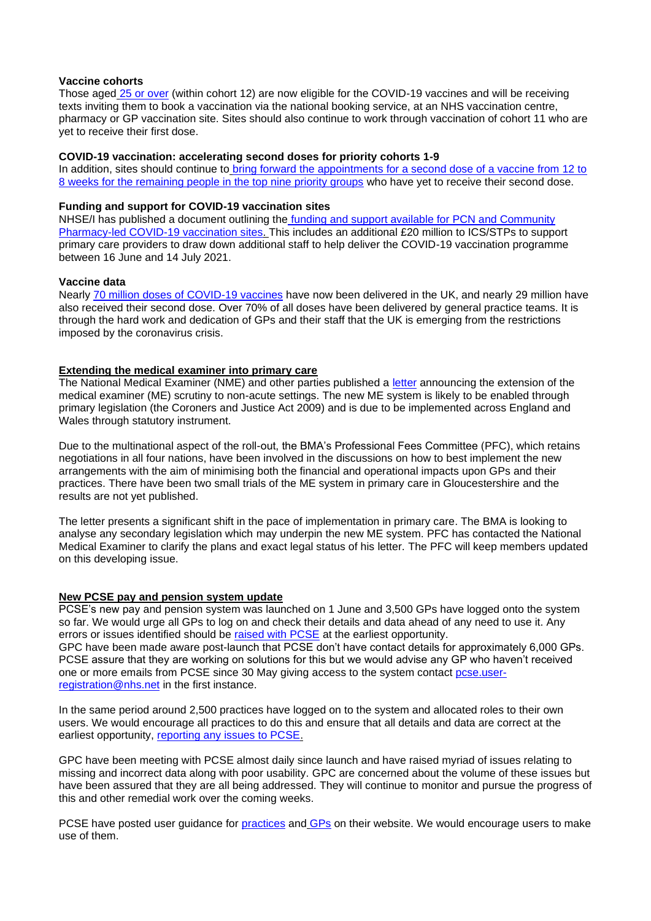**Vaccine cohorts**

Those aged 25 or over (within cohort 12) are now eligible for the COVID-19 vaccines and will be receiving texts inviting them to book a vaccination via the national booking service, at an NHS vaccination centre, pharmacy or GP vaccination site. Sites should also continue to work through vaccination of cohort 11 who are yet to receive their first dose.

**COVID-19 vaccination: accelerating second doses for priority cohorts 1-9**

In addition, sites should continue to bring forward the appointments for a second dose of a vaccine from 12 to 8 weeks for the remaining people in the top nine priority groups who have yet to receive their second dose.

**Funding and support for COVID-19 vaccination sites**

NHSE/I has published a document outlining the funding and support available for PCN and Community Pharmacy-led COVID-19 vaccination sites. This includes an additional £20 million to ICS/STPs to support primary care providers to draw down additional staff to help deliver the COVID-19 vaccination programme between 16 June and 14 July 2021.

**Vaccine data**

Nearly 70 million doses of COVID-19 vaccines have now been delivered in the UK, and nearly 29 million have also received their second dose. Over 70% of all doses have been delivered by general practice teams. It is through the hard work and dedication of GPs and their staff that the UK is emerging from the restrictions imposed by the coronavirus crisis.

## Extending the medical examiner into primary care

The National Medical Examiner (NME) and other parties published a letter announcing the extension of the medical examiner (ME) scrutiny to non-acute settings. The new ME system is likely to be enabled through primary legislation (the Coroners and Justice Act 2009) and is due to be implemented across England and Wales through statutory instrument.

Due to the multinational aspect of the roll-out, the BMA's Professional Fees Committee (PFC), which retains negotiations in all four nations, have been involved in the discussions on how to best implement the new arrangements with the aim of minimising both the financial and operational impacts upon GPs and their practices. There have been two small trials of the ME system in primary care in Gloucestershire and the results are not yet published.

The letter presents a significant shift in the pace of implementation in primary care. The BMA is looking to analyse any secondary legislation which may underpin the new ME system. PFC has contacted the National Medical Examiner to clarify the plans and exact legal status of his letter. The PFC will keep members updated on this developing issue.

## New PCSE pay and pension system update

PCSE's new pay and pension system was launched on 1 June and 3,500 GPs have logged onto the system so far. We would urge all GPs to log on and check their details and data ahead of any need to use it. Any errors or issues identified should be raised with PCSE at the earliest opportunity.

GPC have been made aware post-launch that PCSE don't have contact details for approximately 6,000 GPs. PCSE assure that they are working on solutions for this but we would advise any GP who haven't received one or more emails from PCSE since 30 May giving access to the system contact pcse.user-registration@nhs.net in the first instance.

In the same period around 2,500 practices have logged on to the system and allocated roles to their own users. We would encourage all practices to do this and ensure that all details and data are correct at the earliest opportunity, reporting any issues to PCSE.

GPC have been meeting with PCSE almost daily since launch and have raised myriad of issues relating to missing and incorrect data along with poor usability. GPC are concerned about the volume of these issues but have been assured that they are all being addressed. They will continue to monitor and pursue the progress of this and other remedial work over the coming weeks.

PCSE have posted user guidance for practices and GPs on their website. We would encourage users to make use of them.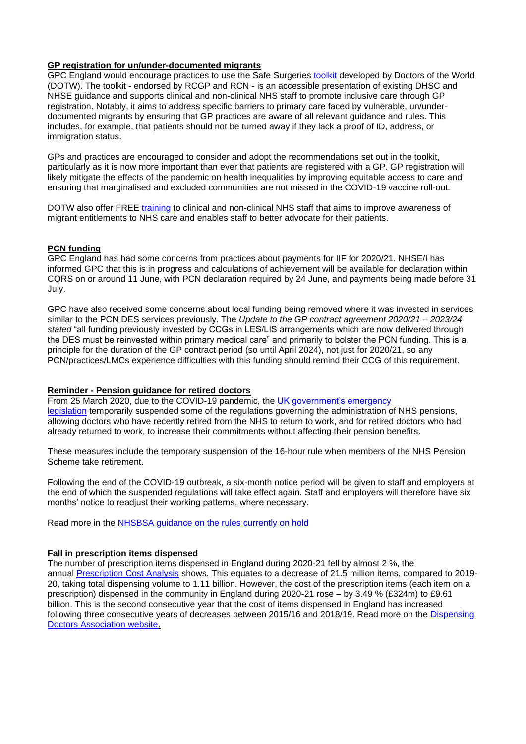## GP registration for un/under-documented migrants

GPC England would encourage practices to use the Safe Surgeries toolkit developed by Doctors of the World (DOTW). The toolkit - endorsed by RCGP and RCN - is an accessible presentation of existing DHSC and NHSE guidance and supports clinical and non-clinical NHS staff to promote inclusive care through GP registration. Notably, it aims to address specific barriers to primary care faced by vulnerable, un/under-documented migrants by ensuring that GP practices are aware of all relevant guidance and rules. This includes, for example, that patients should not be turned away if they lack a proof of ID, address, or immigration status.

GPs and practices are encouraged to consider and adopt the recommendations set out in the toolkit, particularly as it is now more important than ever that patients are registered with a GP. GP registration will likely mitigate the effects of the pandemic on health inequalities by improving equitable access to care and ensuring that marginalised and excluded communities are not missed in the COVID-19 vaccine roll-out.

DOTW also offer FREE training to clinical and non-clinical NHS staff that aims to improve awareness of migrant entitlements to NHS care and enables staff to better advocate for their patients.

## PCN funding

GPC England has had some concerns from practices about payments for IIF for 2020/21. NHSE/I has informed GPC that this is in progress and calculations of achievement will be available for declaration within CQRS on or around 11 June, with PCN declaration required by 24 June, and payments being made before 31 July.

GPC have also received some concerns about local funding being removed where it was invested in services similar to the PCN DES services previously. The *Update to the GP contract agreement 2020/21 – 2023/24 stated* "all funding previously invested by CCGs in LES/LIS arrangements which are now delivered through the DES must be reinvested within primary medical care" and primarily to bolster the PCN funding. This is a principle for the duration of the GP contract period (so until April 2024), not just for 2020/21, so any PCN/practices/LMCs experience difficulties with this funding should remind their CCG of this requirement.

## Reminder - Pension guidance for retired doctors

From 25 March 2020, due to the COVID-19 pandemic, the UK government's emergency legislation temporarily suspended some of the regulations governing the administration of NHS pensions, allowing doctors who have recently retired from the NHS to return to work, and for retired doctors who had already returned to work, to increase their commitments without affecting their pension benefits.

These measures include the temporary suspension of the 16-hour rule when members of the NHS Pension Scheme take retirement.

Following the end of the COVID-19 outbreak, a six-month notice period will be given to staff and employers at the end of which the suspended regulations will take effect again. Staff and employers will therefore have six months' notice to readjust their working patterns, where necessary.

Read more in the NHSBSA guidance on the rules currently on hold

## Fall in prescription items dispensed

The number of prescription items dispensed in England during 2020-21 fell by almost 2 %, the annual Prescription Cost Analysis shows. This equates to a decrease of 21.5 million items, compared to 2019-20, taking total dispensing volume to 1.11 billion. However, the cost of the prescription items (each item on a prescription) dispensed in the community in England during 2020-21 rose – by 3.49 % (£324m) to £9.61 billion. This is the second consecutive year that the cost of items dispensed in England has increased following three consecutive years of decreases between 2015/16 and 2018/19. Read more on the Dispensing Doctors Association website.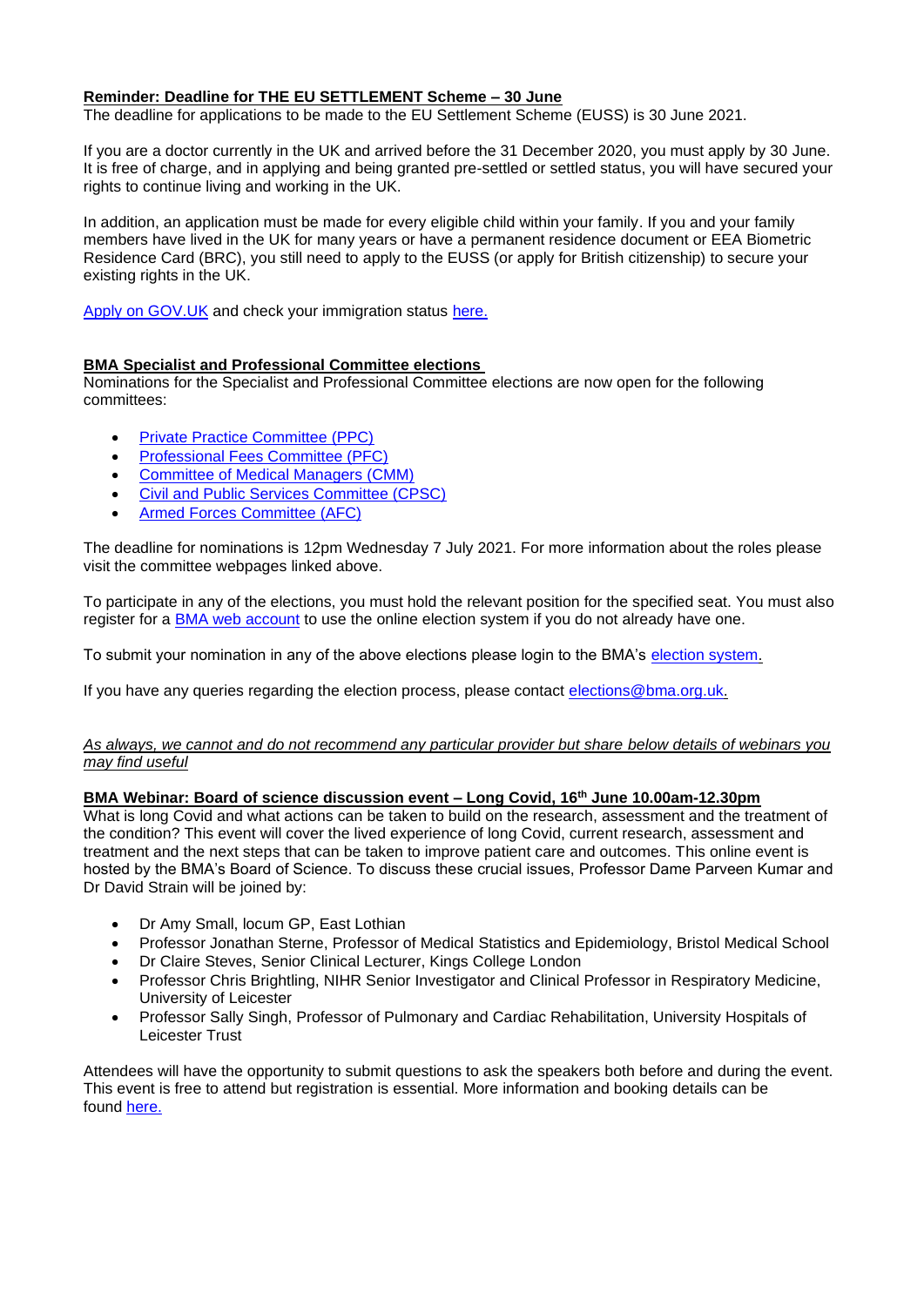**Reminder: Deadline for THE EU SETTLEMENT Scheme – 30 June**

The deadline for applications to be made to the EU Settlement Scheme (EUSS) is 30 June 2021.

If you are a doctor currently in the UK and arrived before the 31 December 2020, you must apply by 30 June. It is free of charge, and in applying and being granted pre-settled or settled status, you will have secured your rights to continue living and working in the UK.

In addition, an application must be made for every eligible child within your family. If you and your family members have lived in the UK for many years or have a permanent residence document or EEA Biometric Residence Card (BRC), you still need to apply to the EUSS (or apply for British citizenship) to secure your existing rights in the UK.

Apply on GOV.UK and check your immigration status here.

**BMA Specialist and Professional Committee elections**

Nominations for the Specialist and Professional Committee elections are now open for the following committees:

- Private Practice Committee (PPC)
- Professional Fees Committee (PFC)
- Committee of Medical Managers (CMM)
- Civil and Public Services Committee (CPSC)
- Armed Forces Committee (AFC)

The deadline for nominations is 12pm Wednesday 7 July 2021. For more information about the roles please visit the committee webpages linked above.

To participate in any of the elections, you must hold the relevant position for the specified seat. You must also register for a BMA web account to use the online election system if you do not already have one.

To submit your nomination in any of the above elections please login to the BMA's election system.

If you have any queries regarding the election process, please contact elections@bma.org.uk.

*As always, we cannot and do not recommend any particular provider but share below details of webinars you may find useful*

**BMA Webinar: Board of science discussion event – Long Covid, 16th June 10.00am-12.30pm**

What is long Covid and what actions can be taken to build on the research, assessment and the treatment of the condition? This event will cover the lived experience of long Covid, current research, assessment and treatment and the next steps that can be taken to improve patient care and outcomes. This online event is hosted by the BMA's Board of Science. To discuss these crucial issues, Professor Dame Parveen Kumar and Dr David Strain will be joined by:

- Dr Amy Small, locum GP, East Lothian
- Professor Jonathan Sterne, Professor of Medical Statistics and Epidemiology, Bristol Medical School
- Dr Claire Steves, Senior Clinical Lecturer, Kings College London
- Professor Chris Brightling, NIHR Senior Investigator and Clinical Professor in Respiratory Medicine, University of Leicester
- Professor Sally Singh, Professor of Pulmonary and Cardiac Rehabilitation, University Hospitals of Leicester Trust

Attendees will have the opportunity to submit questions to ask the speakers both before and during the event. This event is free to attend but registration is essential. More information and booking details can be found here.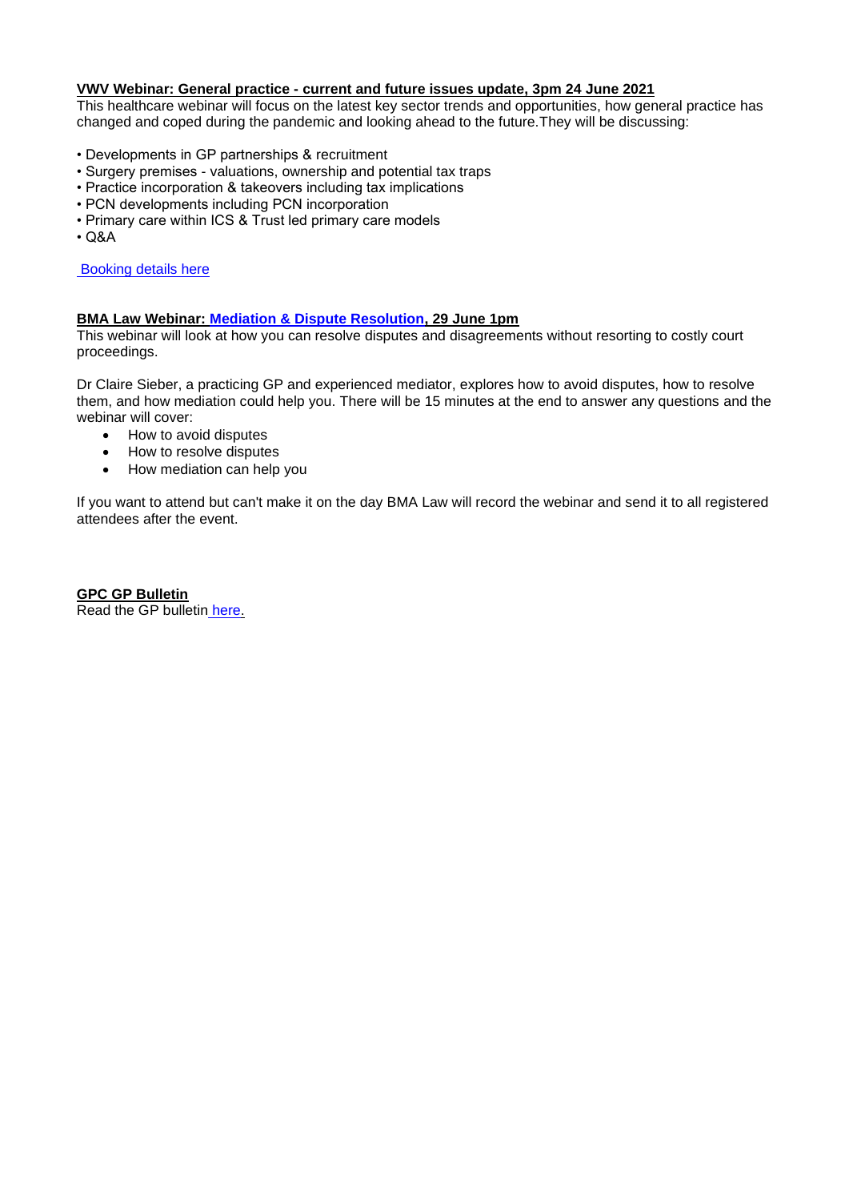**VWV Webinar: General practice - current and future issues update, 3pm 24 June 2021**

This healthcare webinar will focus on the latest key sector trends and opportunities, how general practice has changed and coped during the pandemic and looking ahead to the future.They will be discussing:

• Developments in GP partnerships & recruitment
• Surgery premises - valuations, ownership and potential tax traps
• Practice incorporation & takeovers including tax implications
• PCN developments including PCN incorporation
• Primary care within ICS & Trust led primary care models
• Q&A

Booking details here

**BMA Law Webinar: Mediation & Dispute Resolution, 29 June 1pm**

This webinar will look at how you can resolve disputes and disagreements without resorting to costly court proceedings.

Dr Claire Sieber, a practicing GP and experienced mediator, explores how to avoid disputes, how to resolve them, and how mediation could help you. There will be 15 minutes at the end to answer any questions and the webinar will cover:

- How to avoid disputes
- How to resolve disputes
- How mediation can help you

If you want to attend but can't make it on the day BMA Law will record the webinar and send it to all registered attendees after the event.

**GPC GP Bulletin**

Read the GP bulletin here.